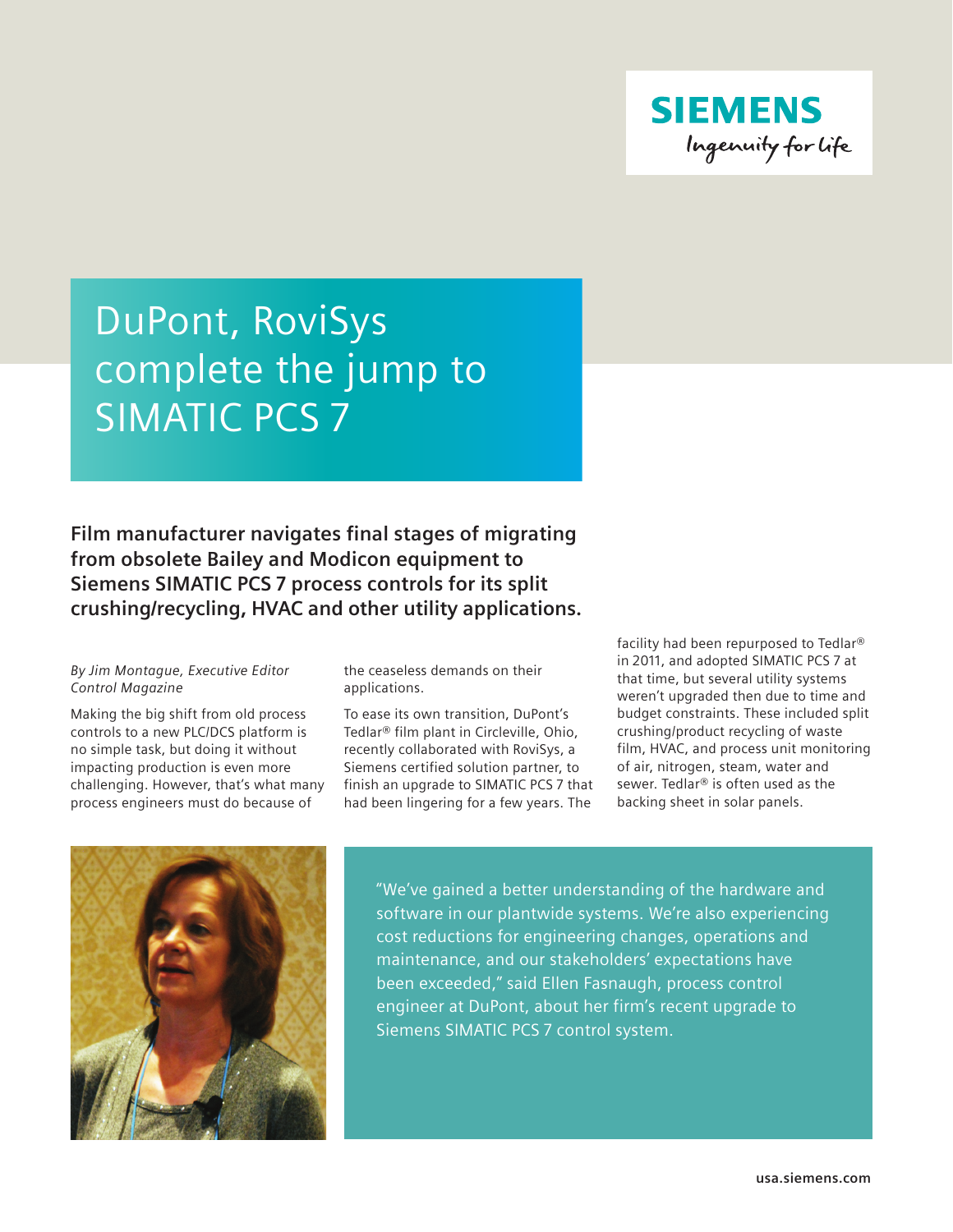SIEMENS

Ingenuity for life

# DuPont, RoviSys complete the jump to SIMATIC PCS 7

**Film manufacturer navigates final stages of migrating from obsolete Bailey and Modicon equipment to Siemens SIMATIC PCS 7 process controls for its split crushing/recycling, HVAC and other utility applications.**

*By Jim Montague, Executive Editor Control Magazine*

Making the big shift from old process controls to a new PLC/DCS platform is no simple task, but doing it without impacting production is even more challenging. However, that's what many process engineers must do because of the ceaseless demands on their applications.

To ease its own transition, DuPont's Tedlar® film plant in Circleville, Ohio, recently collaborated with RoviSys, a Siemens certified solution partner, to finish an upgrade to SIMATIC PCS 7 that had been lingering for a few years. The facility had been repurposed to Tedlar® in 2011, and adopted SIMATIC PCS 7 at that time, but several utility systems weren't upgraded then due to time and budget constraints. These included split crushing/product recycling of waste film, HVAC, and process unit monitoring of air, nitrogen, steam, water and sewer. Tedlar® is often used as the backing sheet in solar panels.

"We've gained a better understanding of the hardware and software in our plantwide systems. We're also experiencing cost reductions for engineering changes, operations and maintenance, and our stakeholders' expectations have been exceeded," said Ellen Fasnaugh, process control engineer at DuPont, about her firm's recent upgrade to Siemens SIMATIC PCS 7 control system.

usa.siemens.com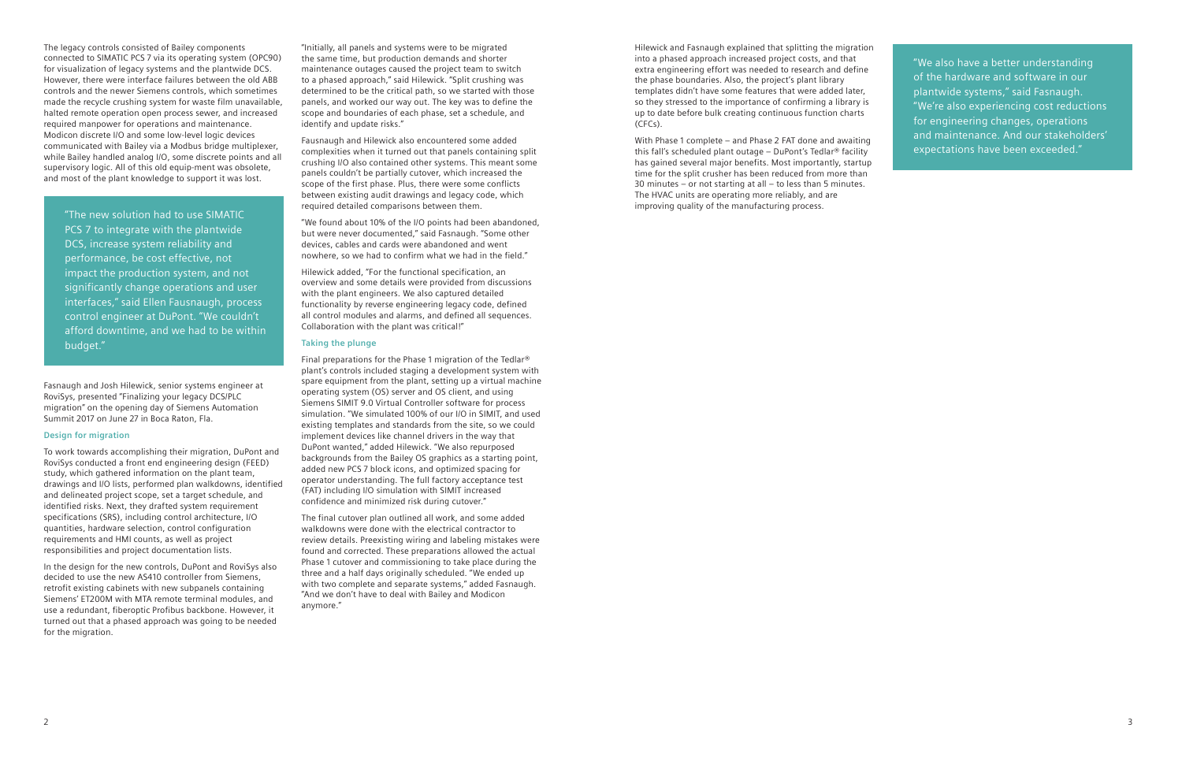The legacy controls consisted of Bailey components connected to SIMATIC PCS 7 via its operating system (OPC90) for visualization of legacy systems and the plantwide DCS. However, there were interface failures between the old ABB controls and the newer Siemens controls, which sometimes made the recycle crushing system for waste film unavailable, halted remote operation open process sewer, and increased required manpower for operations and maintenance. Modicon discrete I/O and some low-level logic devices communicated with Bailey via a Modbus bridge multiplexer, while Bailey handled analog I/O, some discrete points and all supervisory logic. All of this old equip-ment was obsolete, and most of the plant knowledge to support it was lost.

"The new solution had to use SIMATIC PCS 7 to integrate with the plantwide DCS, increase system reliability and performance, be cost effective, not impact the production system, and not significantly change operations and user interfaces," said Ellen Fausnaugh, process control engineer at DuPont. "We couldn't afford downtime, and we had to be within budget."

Fasnaugh and Josh Hilewick, senior systems engineer at RoviSys, presented "Finalizing your legacy DCS/PLC migration" on the opening day of Siemens Automation Summit 2017 on June 27 in Boca Raton, Fla.

### Design for migration

To work towards accomplishing their migration, DuPont and RoviSys conducted a front end engineering design (FEED) study, which gathered information on the plant team, drawings and I/O lists, performed plan walkdowns, identified and delineated project scope, set a target schedule, and identified risks. Next, they drafted system requirement specifications (SRS), including control architecture, I/O quantities, hardware selection, control configuration requirements and HMI counts, as well as project responsibilities and project documentation lists.

In the design for the new controls, DuPont and RoviSys also decided to use the new AS410 controller from Siemens, retrofit existing cabinets with new subpanels containing Siemens' ET200M with MTA remote terminal modules, and use a redundant, fiberoptic Profibus backbone. However, it turned out that a phased approach was going to be needed for the migration.

"Initially, all panels and systems were to be migrated the same time, but production demands and shorter maintenance outages caused the project team to switch to a phased approach," said Hilewick. "Split crushing was determined to be the critical path, so we started with those panels, and worked our way out. The key was to define the scope and boundaries of each phase, set a schedule, and identify and update risks."

Fausnaugh and Hilewick also encountered some added complexities when it turned out that panels containing split crushing I/O also contained other systems. This meant some panels couldn't be partially cutover, which increased the scope of the first phase. Plus, there were some conflicts between existing audit drawings and legacy code, which required detailed comparisons between them.

"We found about 10% of the I/O points had been abandoned, but were never documented," said Fasnaugh. "Some other devices, cables and cards were abandoned and went nowhere, so we had to confirm what we had in the field."

Hilewick added, "For the functional specification, an overview and some details were provided from discussions with the plant engineers. We also captured detailed functionality by reverse engineering legacy code, defined all control modules and alarms, and defined all sequences. Collaboration with the plant was critical!"

### Taking the plunge

Final preparations for the Phase 1 migration of the Tedlar® plant's controls included staging a development system with spare equipment from the plant, setting up a virtual machine operating system (OS) server and OS client, and using Siemens SIMIT 9.0 Virtual Controller software for process simulation. "We simulated 100% of our I/O in SIMIT, and used existing templates and standards from the site, so we could implement devices like channel drivers in the way that DuPont wanted," added Hilewick. "We also repurposed backgrounds from the Bailey OS graphics as a starting point, added new PCS 7 block icons, and optimized spacing for operator understanding. The full factory acceptance test (FAT) including I/O simulation with SIMIT increased confidence and minimized risk during cutover."

The final cutover plan outlined all work, and some added walkdowns were done with the electrical contractor to review details. Preexisting wiring and labeling mistakes were found and corrected. These preparations allowed the actual Phase 1 cutover and commissioning to take place during the three and a half days originally scheduled. "We ended up with two complete and separate systems," added Fasnaugh. "And we don't have to deal with Bailey and Modicon anymore."

Hilewick and Fasnaugh explained that splitting the migration into a phased approach increased project costs, and that extra engineering effort was needed to research and define the phase boundaries. Also, the project's plant library templates didn't have some features that were added later, so they stressed to the importance of confirming a library is up to date before bulk creating continuous function charts (CFCs).

With Phase 1 complete – and Phase 2 FAT done and awaiting this fall's scheduled plant outage – DuPont's Tedlar® facility has gained several major benefits. Most importantly, startup time for the split crusher has been reduced from more than 30 minutes – or not starting at all – to less than 5 minutes. The HVAC units are operating more reliably, and are improving quality of the manufacturing process.

"We also have a better understanding of the hardware and software in our plantwide systems," said Fasnaugh. "We're also experiencing cost reductions for engineering changes, operations and maintenance. And our stakeholders' expectations have been exceeded."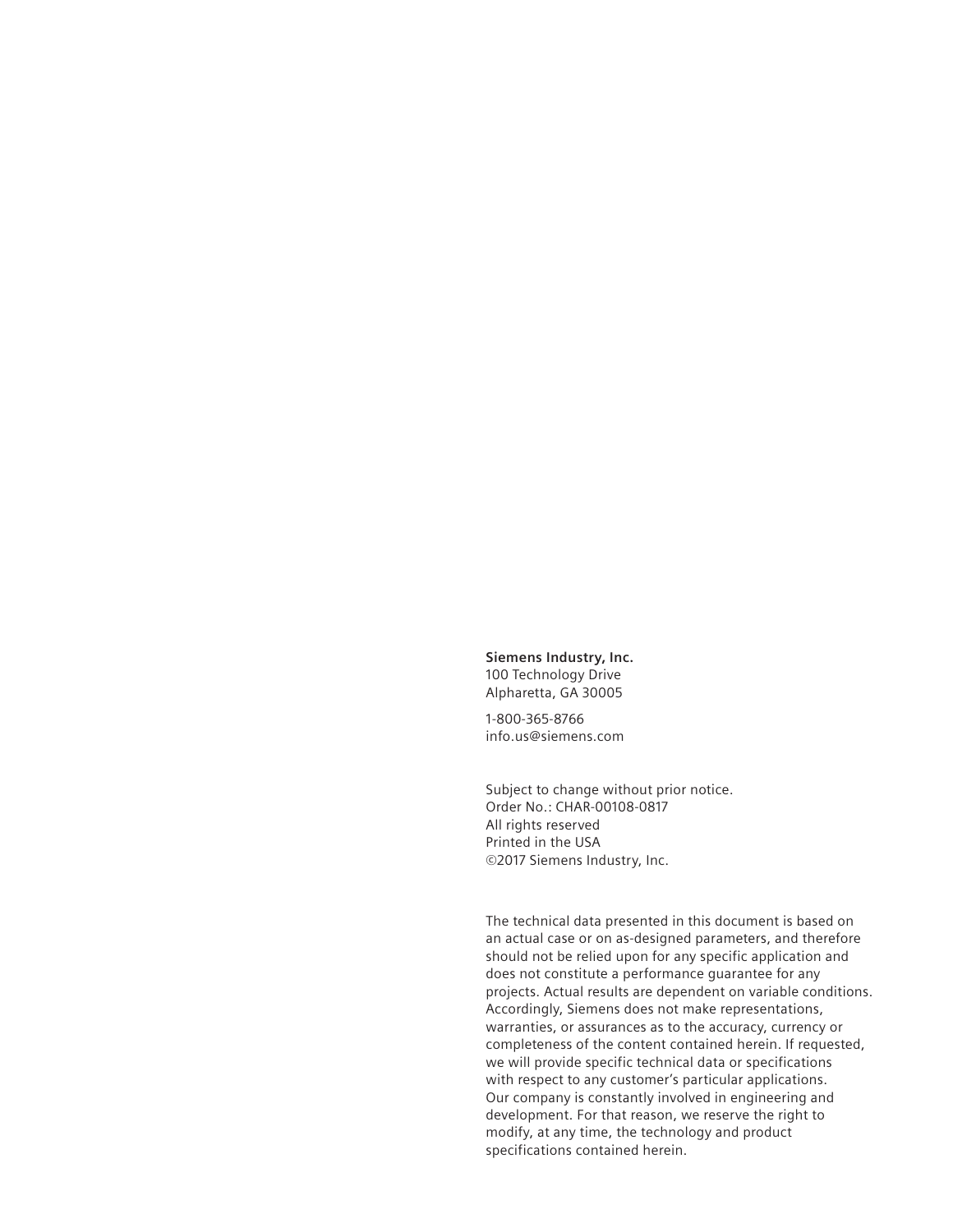**Siemens Industry, Inc.**
100 Technology Drive
Alpharetta, GA 30005

1-800-365-8766
info.us@siemens.com

Subject to change without prior notice.
Order No.: CHAR-00108-0817
All rights reserved
Printed in the USA
©2017 Siemens Industry, Inc.

The technical data presented in this document is based on an actual case or on as-designed parameters, and therefore should not be relied upon for any specific application and does not constitute a performance guarantee for any projects. Actual results are dependent on variable conditions. Accordingly, Siemens does not make representations, warranties, or assurances as to the accuracy, currency or completeness of the content contained herein. If requested, we will provide specific technical data or specifications with respect to any customer's particular applications. Our company is constantly involved in engineering and development. For that reason, we reserve the right to modify, at any time, the technology and product specifications contained herein.